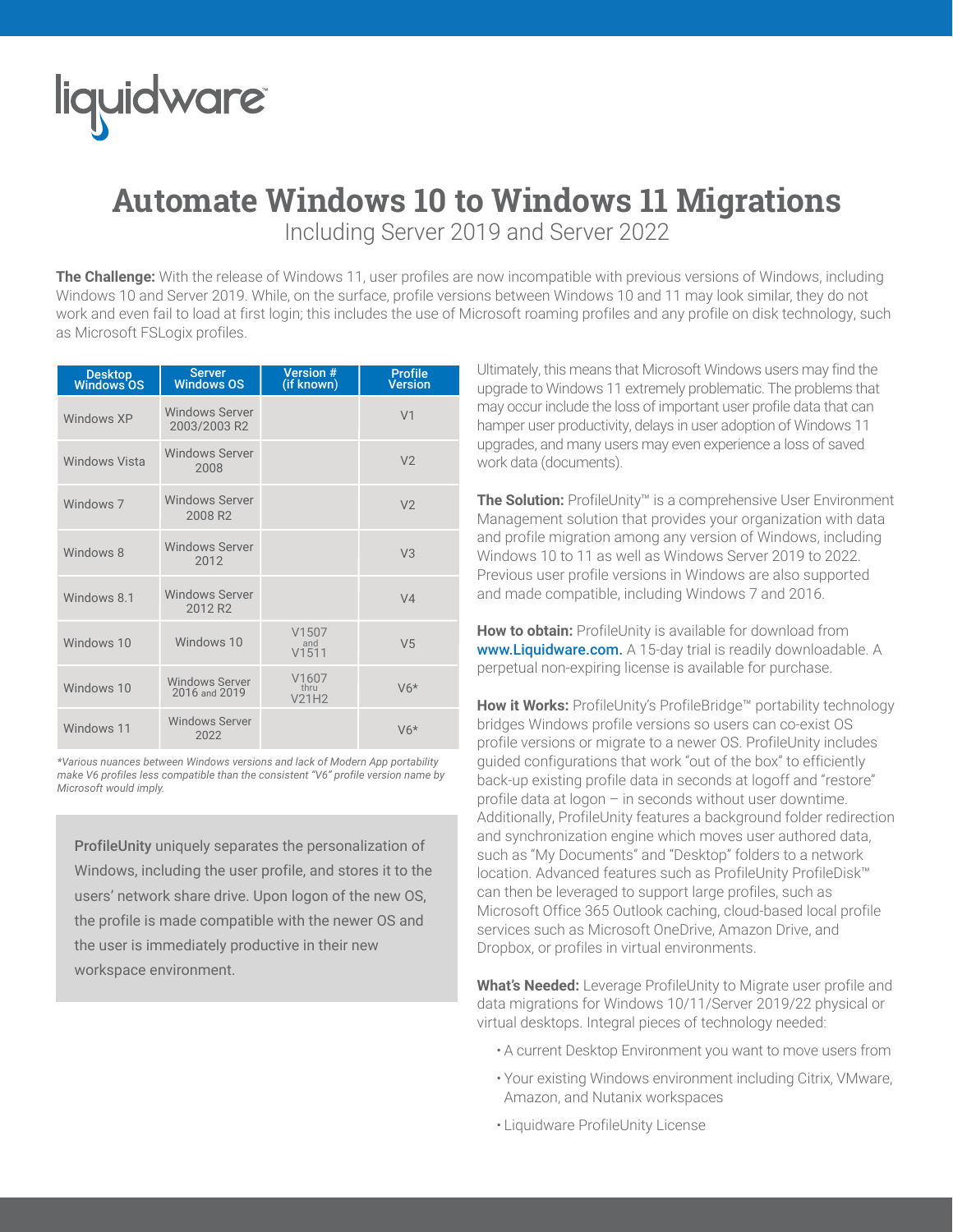liquidware

# Automate Windows 10 to Windows 11 Migrations

Including Server 2019 and Server 2022

**The Challenge:** With the release of Windows 11, user profiles are now incompatible with previous versions of Windows, including Windows 10 and Server 2019. While, on the surface, profile versions between Windows 10 and 11 may look similar, they do not work and even fail to load at first login; this includes the use of Microsoft roaming profiles and any profile on disk technology, such as Microsoft FSLogix profiles.

| Desktop Windows OS | Server Windows OS | Version # (if known) | Profile Version |
|---|---|---|---|
| Windows XP | Windows Server 2003/2003 R2 | | V1 |
| Windows Vista | Windows Server 2008 | | V2 |
| Windows 7 | Windows Server 2008 R2 | | V2 |
| Windows 8 | Windows Server 2012 | | V3 |
| Windows 8.1 | Windows Server 2012 R2 | | V4 |
| Windows 10 | Windows 10 | V1507 and V1511 | V5 |
| Windows 10 | Windows Server 2016 and 2019 | V1607 thru V21H2 | V6* |
| Windows 11 | Windows Server 2022 | | V6* |

*\*Various nuances between Windows versions and lack of Modern App portability make V6 profiles less compatible than the consistent "V6" profile version name by Microsoft would imply.*

ProfileUnity uniquely separates the personalization of Windows, including the user profile, and stores it to the users' network share drive. Upon logon of the new OS, the profile is made compatible with the newer OS and the user is immediately productive in their new workspace environment.

Ultimately, this means that Microsoft Windows users may find the upgrade to Windows 11 extremely problematic. The problems that may occur include the loss of important user profile data that can hamper user productivity, delays in user adoption of Windows 11 upgrades, and many users may even experience a loss of saved work data (documents).

**The Solution:** ProfileUnity™ is a comprehensive User Environment Management solution that provides your organization with data and profile migration among any version of Windows, including Windows 10 to 11 as well as Windows Server 2019 to 2022. Previous user profile versions in Windows are also supported and made compatible, including Windows 7 and 2016.

**How to obtain:** ProfileUnity is available for download from www.Liquidware.com. A 15-day trial is readily downloadable. A perpetual non-expiring license is available for purchase.

**How it Works:** ProfileUnity's ProfileBridge™ portability technology bridges Windows profile versions so users can co-exist OS profile versions or migrate to a newer OS. ProfileUnity includes guided configurations that work "out of the box" to efficiently back-up existing profile data in seconds at logoff and "restore" profile data at logon – in seconds without user downtime. Additionally, ProfileUnity features a background folder redirection and synchronization engine which moves user authored data, such as "My Documents" and "Desktop" folders to a network location. Advanced features such as ProfileUnity ProfileDisk™ can then be leveraged to support large profiles, such as Microsoft Office 365 Outlook caching, cloud-based local profile services such as Microsoft OneDrive, Amazon Drive, and Dropbox, or profiles in virtual environments.

**What's Needed:** Leverage ProfileUnity to Migrate user profile and data migrations for Windows 10/11/Server 2019/22 physical or virtual desktops. Integral pieces of technology needed:

- A current Desktop Environment you want to move users from
- Your existing Windows environment including Citrix, VMware, Amazon, and Nutanix workspaces
- Liquidware ProfileUnity License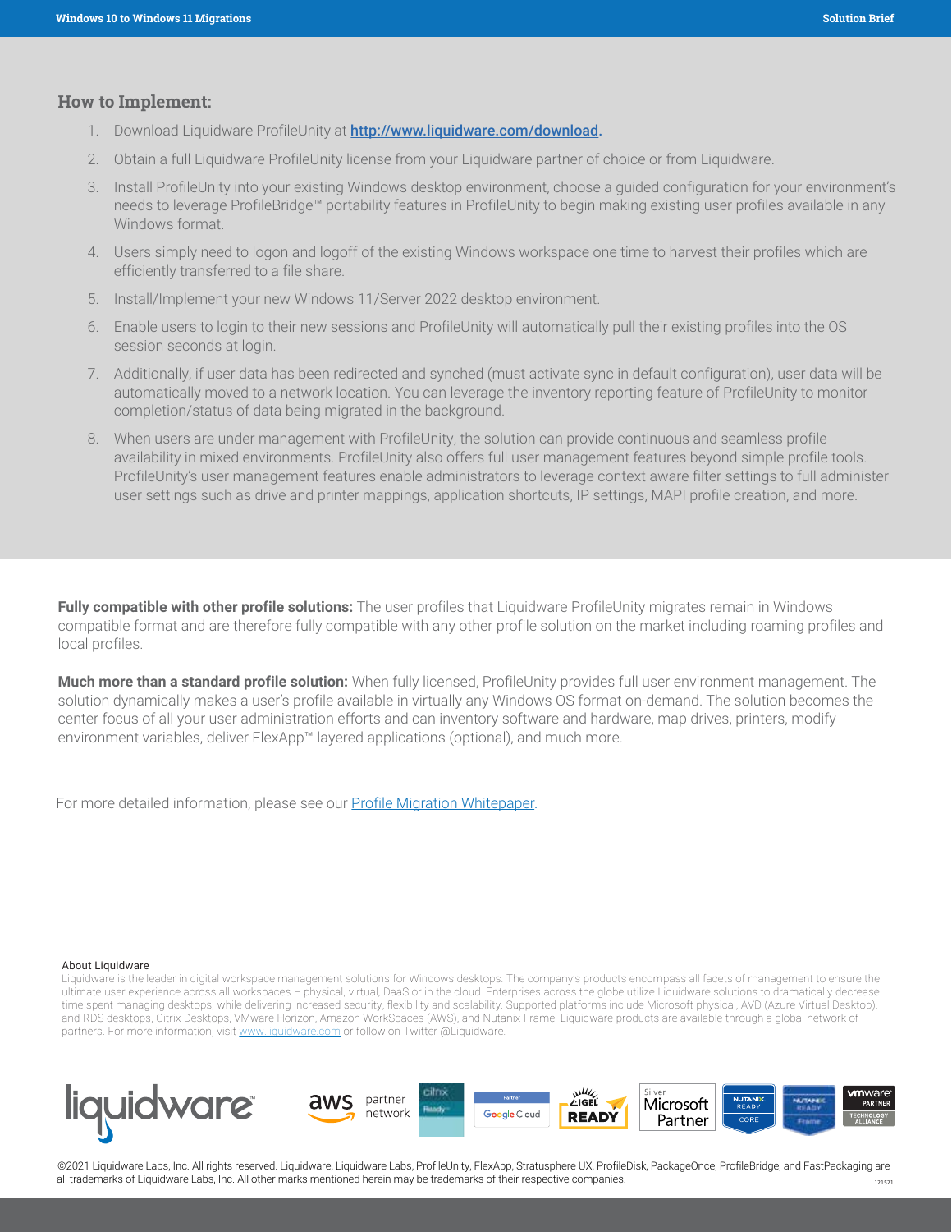## How to Implement:

1. Download Liquidware ProfileUnity at **http://www.liquidware.com/download.**
2. Obtain a full Liquidware ProfileUnity license from your Liquidware partner of choice or from Liquidware.
3. Install ProfileUnity into your existing Windows desktop environment, choose a guided configuration for your environment's needs to leverage ProfileBridge™ portability features in ProfileUnity to begin making existing user profiles available in any Windows format.
4. Users simply need to logon and logoff of the existing Windows workspace one time to harvest their profiles which are efficiently transferred to a file share.
5. Install/Implement your new Windows 11/Server 2022 desktop environment.
6. Enable users to login to their new sessions and ProfileUnity will automatically pull their existing profiles into the OS session seconds at login.
7. Additionally, if user data has been redirected and synched (must activate sync in default configuration), user data will be automatically moved to a network location. You can leverage the inventory reporting feature of ProfileUnity to monitor completion/status of data being migrated in the background.
8. When users are under management with ProfileUnity, the solution can provide continuous and seamless profile availability in mixed environments. ProfileUnity also offers full user management features beyond simple profile tools. ProfileUnity's user management features enable administrators to leverage context aware filter settings to full administer user settings such as drive and printer mappings, application shortcuts, IP settings, MAPI profile creation, and more.

**Fully compatible with other profile solutions:** The user profiles that Liquidware ProfileUnity migrates remain in Windows compatible format and are therefore fully compatible with any other profile solution on the market including roaming profiles and local profiles.

**Much more than a standard profile solution:** When fully licensed, ProfileUnity provides full user environment management. The solution dynamically makes a user's profile available in virtually any Windows OS format on-demand. The solution becomes the center focus of all your user administration efforts and can inventory software and hardware, map drives, printers, modify environment variables, deliver FlexApp™ layered applications (optional), and much more.

For more detailed information, please see our Profile Migration Whitepaper.

About Liquidware

Liquidware is the leader in digital workspace management solutions for Windows desktops. The company's products encompass all facets of management to ensure the ultimate user experience across all workspaces – physical, virtual, DaaS or in the cloud. Enterprises across the globe utilize Liquidware solutions to dramatically decrease time spent managing desktops, while delivering increased security, flexibility and scalability. Supported platforms include Microsoft physical, AVD (Azure Virtual Desktop), and RDS desktops, Citrix Desktops, VMware Horizon, Amazon WorkSpaces (AWS), and Nutanix Frame. Liquidware products are available through a global network of partners. For more information, visit www.liquidware.com or follow on Twitter @Liquidware.

©2021 Liquidware Labs, Inc. All rights reserved. Liquidware, Liquidware Labs, ProfileUnity, FlexApp, Stratusphere UX, ProfileDisk, PackageOnce, ProfileBridge, and FastPackaging are all trademarks of Liquidware Labs, Inc. All other marks mentioned herein may be trademarks of their respective companies.

121521